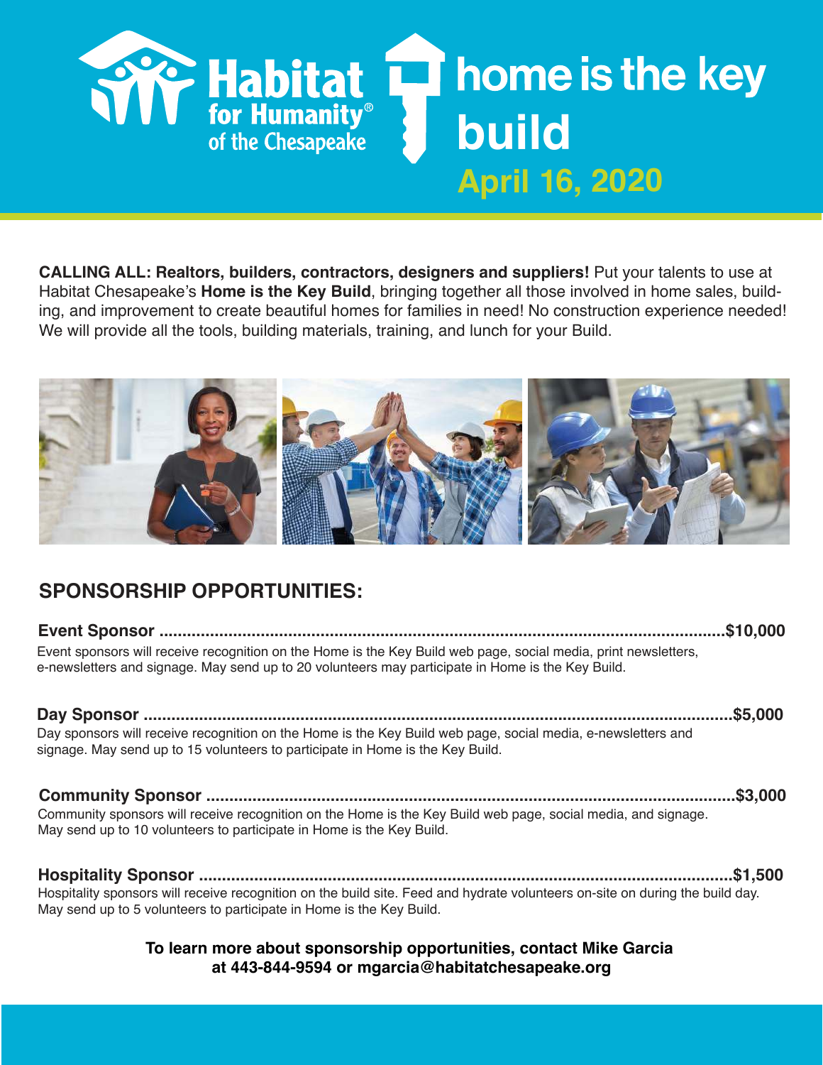# Habitat for Humanity® of the Chesapeake

# home is the key build

## April 16, 2020

**CALLING ALL: Realtors, builders, contractors, designers and suppliers!** Put your talents to use at Habitat Chesapeake's **Home is the Key Build**, bringing together all those involved in home sales, building, and improvement to create beautiful homes for families in need! No construction experience needed! We will provide all the tools, building materials, training, and lunch for your Build.

## SPONSORSHIP OPPORTUNITIES:

**Event Sponsor .................................................................................................................. $10,000**

Event sponsors will receive recognition on the Home is the Key Build web page, social media, print newsletters, e-newsletters and signage. May send up to 20 volunteers may participate in Home is the Key Build.

**Day Sponsor .................................................................................................................. $5,000**

Day sponsors will receive recognition on the Home is the Key Build web page, social media, e-newsletters and signage. May send up to 15 volunteers to participate in Home is the Key Build.

**Community Sponsor .................................................................................................................. $3,000**

Community sponsors will receive recognition on the Home is the Key Build web page, social media, and signage. May send up to 10 volunteers to participate in Home is the Key Build.

**Hospitality Sponsor .................................................................................................................. $1,500**

Hospitality sponsors will receive recognition on the build site. Feed and hydrate volunteers on-site on during the build day. May send up to 5 volunteers to participate in Home is the Key Build.

**To learn more about sponsorship opportunities, contact Mike Garcia at 443-844-9594 or mgarcia@habitatchesapeake.org**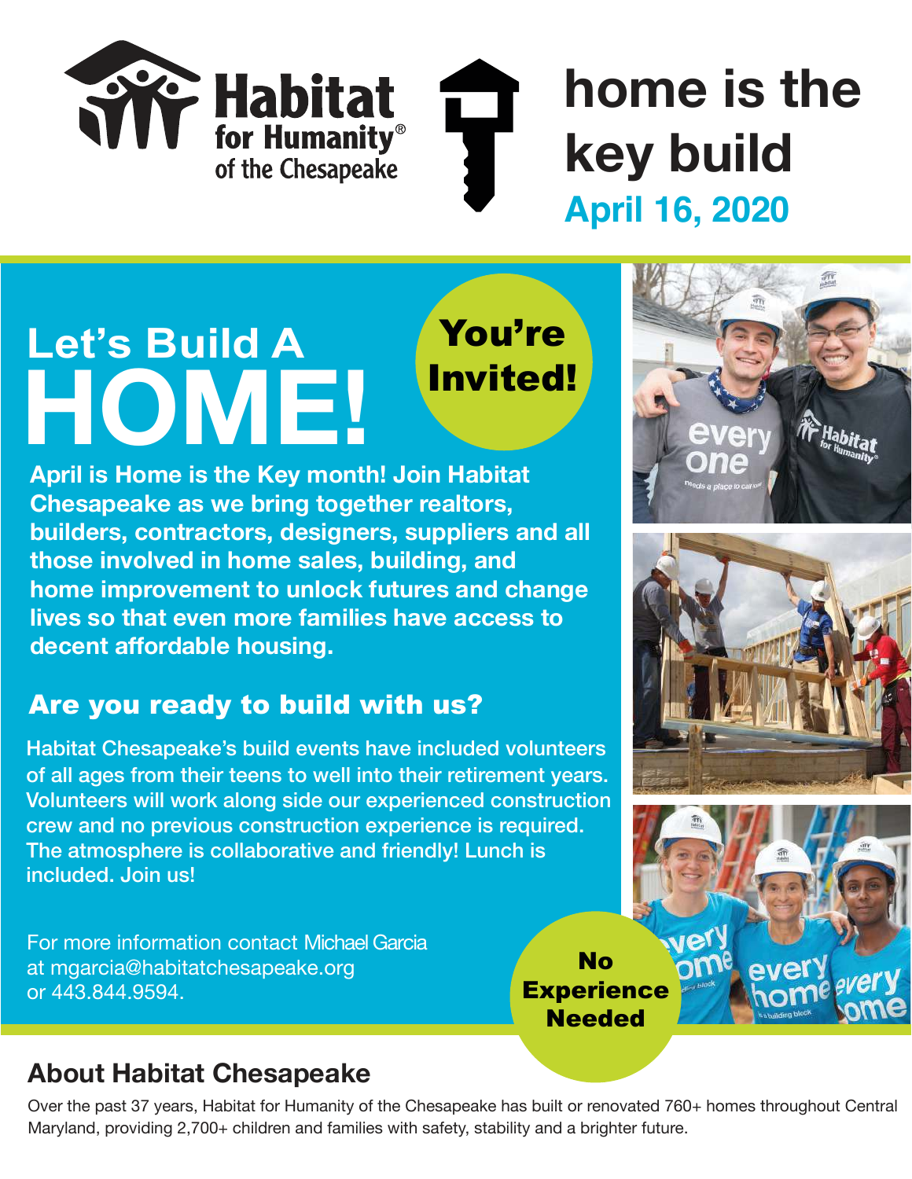Habitat for Humanity® of the Chesapeake

# home is the key build

**April 16, 2020**

## Let's Build A HOME!

**You're Invited!**

**April is Home is the Key month! Join Habitat Chesapeake as we bring together realtors, builders, contractors, designers, suppliers and all those involved in home sales, building, and home improvement to unlock futures and change lives so that even more families have access to decent affordable housing.**

### Are you ready to build with us?

Habitat Chesapeake's build events have included volunteers of all ages from their teens to well into their retirement years. Volunteers will work along side our experienced construction crew and no previous construction experience is required. The atmosphere is collaborative and friendly! Lunch is included. Join us!

For more information contact Michael Garcia at mgarcia@habitatchesapeake.org or 443.844.9594.

**No Experience Needed**

### About Habitat Chesapeake

Over the past 37 years, Habitat for Humanity of the Chesapeake has built or renovated 760+ homes throughout Central Maryland, providing 2,700+ children and families with safety, stability and a brighter future.